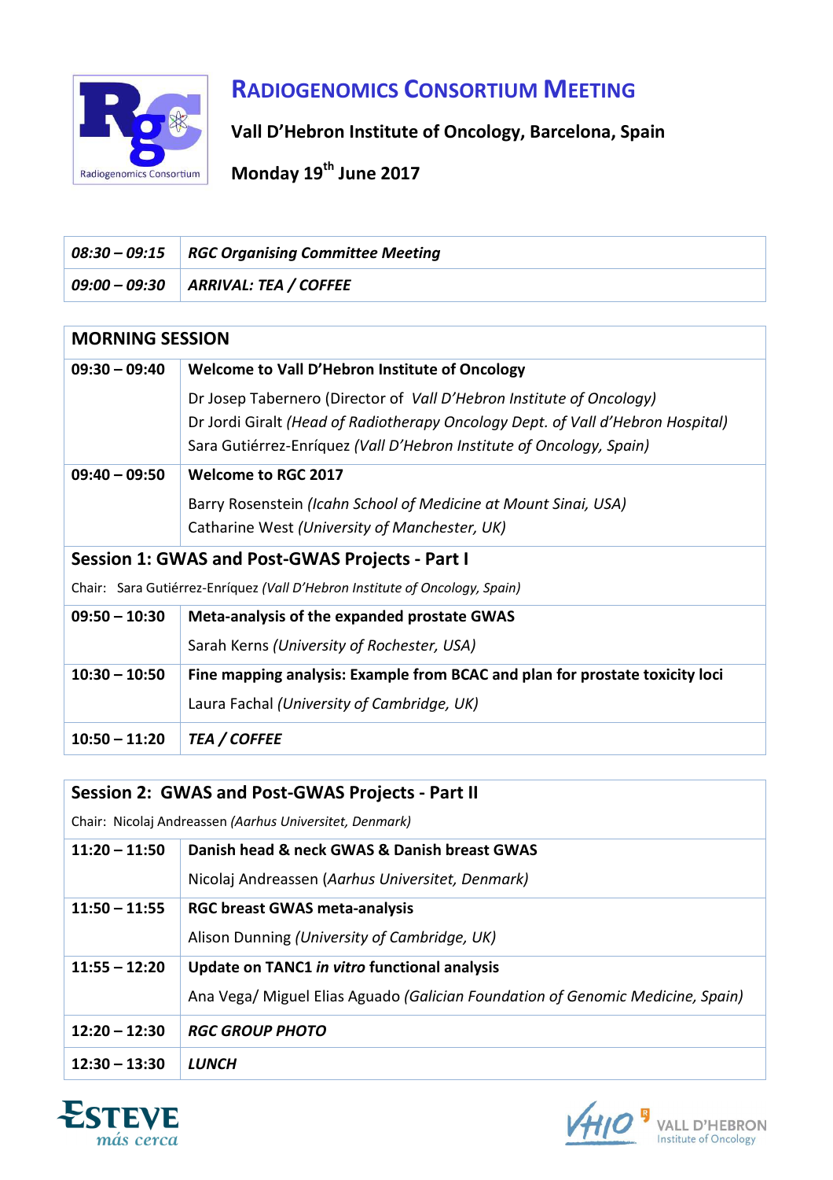# Radiogenomics Consortium Meeting

**Vall D'Hebron Institute of Oncology, Barcelona, Spain**

**Monday 19th June 2017**

| | |
|---|---|
| ***08:30 – 09:15*** | ***RGC Organising Committee Meeting*** |
| ***09:00 – 09:30*** | ***ARRIVAL: TEA / COFFEE*** |

## MORNING SESSION

| | |
|---|---|
| **09:30 – 09:40** | **Welcome to Vall D'Hebron Institute of Oncology**<br>Dr Josep Tabernero (Director of *Vall D'Hebron Institute of Oncology)*<br>Dr Jordi Giralt *(Head of Radiotherapy Oncology Dept. of Vall d'Hebron Hospital)*<br>Sara Gutiérrez-Enríquez *(Vall D'Hebron Institute of Oncology, Spain)* |
| **09:40 – 09:50** | **Welcome to RGC 2017**<br>Barry Rosenstein *(Icahn School of Medicine at Mount Sinai, USA)*<br>Catharine West *(University of Manchester, UK)* |

### Session 1: GWAS and Post-GWAS Projects - Part I

Chair: Sara Gutiérrez-Enríquez *(Vall D'Hebron Institute of Oncology, Spain)*

| | |
|---|---|
| **09:50 – 10:30** | **Meta-analysis of the expanded prostate GWAS**<br>Sarah Kerns *(University of Rochester, USA)* |
| **10:30 – 10:50** | **Fine mapping analysis: Example from BCAC and plan for prostate toxicity loci**<br>Laura Fachal *(University of Cambridge, UK)* |
| **10:50 – 11:20** | ***TEA / COFFEE*** |

### Session 2: GWAS and Post-GWAS Projects - Part II

Chair: Nicolaj Andreassen *(Aarhus Universitet, Denmark)*

| | |
|---|---|
| **11:20 – 11:50** | **Danish head & neck GWAS & Danish breast GWAS**<br>Nicolaj Andreassen (*Aarhus Universitet, Denmark)* |
| **11:50 – 11:55** | **RGC breast GWAS meta-analysis**<br>Alison Dunning *(University of Cambridge, UK)* |
| **11:55 – 12:20** | **Update on TANC1 *in vitro* functional analysis**<br>Ana Vega/ Miguel Elias Aguado *(Galician Foundation of Genomic Medicine, Spain)* |
| **12:20 – 12:30** | ***RGC GROUP PHOTO*** |
| **12:30 – 13:30** | ***LUNCH*** |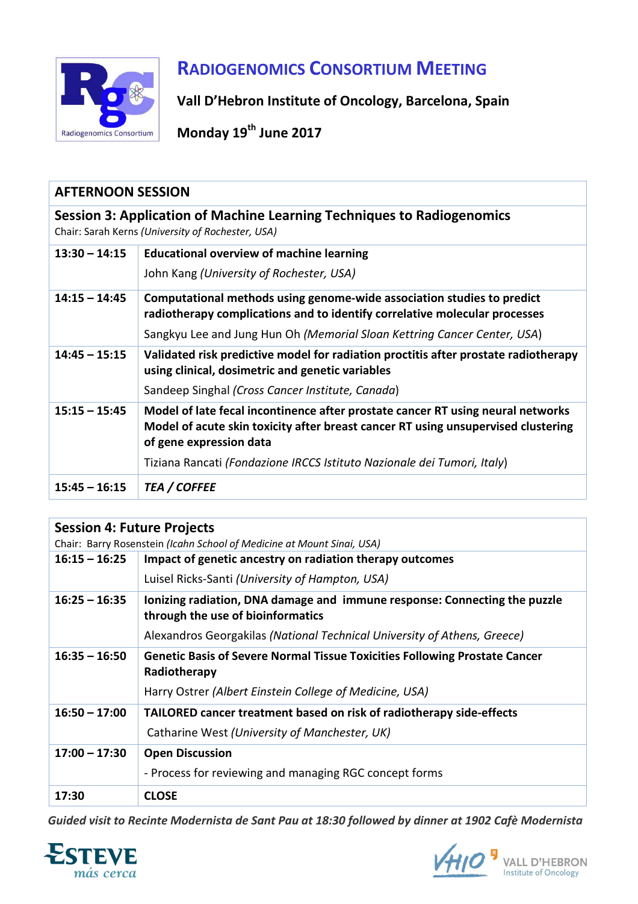# RADIOGENOMICS CONSORTIUM MEETING

**Vall D'Hebron Institute of Oncology, Barcelona, Spain**

**Monday 19th June 2017**

| | |
|---|---|
| **AFTERNOON SESSION** | |
| **Session 3: Application of Machine Learning Techniques to Radiogenomics**<br>Chair: Sarah Kerns *(University of Rochester, USA)* | |
| **13:30 – 14:15** | **Educational overview of machine learning**<br>John Kang *(University of Rochester, USA)* |
| **14:15 – 14:45** | **Computational methods using genome-wide association studies to predict radiotherapy complications and to identify correlative molecular processes**<br>Sangkyu Lee and Jung Hun Oh *(Memorial Sloan Kettring Cancer Center, USA)* |
| **14:45 – 15:15** | **Validated risk predictive model for radiation proctitis after prostate radiotherapy using clinical, dosimetric and genetic variables**<br>Sandeep Singhal *(Cross Cancer Institute, Canada)* |
| **15:15 – 15:45** | **Model of late fecal incontinence after prostate cancer RT using neural networks**<br>**Model of acute skin toxicity after breast cancer RT using unsupervised clustering of gene expression data**<br>Tiziana Rancati *(Fondazione IRCCS Istituto Nazionale dei Tumori, Italy)* |
| **15:45 – 16:15** | ***TEA / COFFEE*** |

| | |
|---|---|
| **Session 4: Future Projects**<br>Chair: Barry Rosenstein *(Icahn School of Medicine at Mount Sinai, USA)* | |
| **16:15 – 16:25** | **Impact of genetic ancestry on radiation therapy outcomes**<br>Luisel Ricks-Santi *(University of Hampton, USA)* |
| **16:25 – 16:35** | **Ionizing radiation, DNA damage and immune response: Connecting the puzzle through the use of bioinformatics**<br>Alexandros Georgakilas *(National Technical University of Athens, Greece)* |
| **16:35 – 16:50** | **Genetic Basis of Severe Normal Tissue Toxicities Following Prostate Cancer Radiotherapy**<br>Harry Ostrer *(Albert Einstein College of Medicine, USA)* |
| **16:50 – 17:00** | **TAILORED cancer treatment based on risk of radiotherapy side-effects**<br>Catharine West *(University of Manchester, UK)* |
| **17:00 – 17:30** | **Open Discussion**<br>- Process for reviewing and managing RGC concept forms |
| **17:30** | **CLOSE** |

***Guided visit to Recinte Modernista de Sant Pau at 18:30 followed by dinner at 1902 Cafè Modernista***